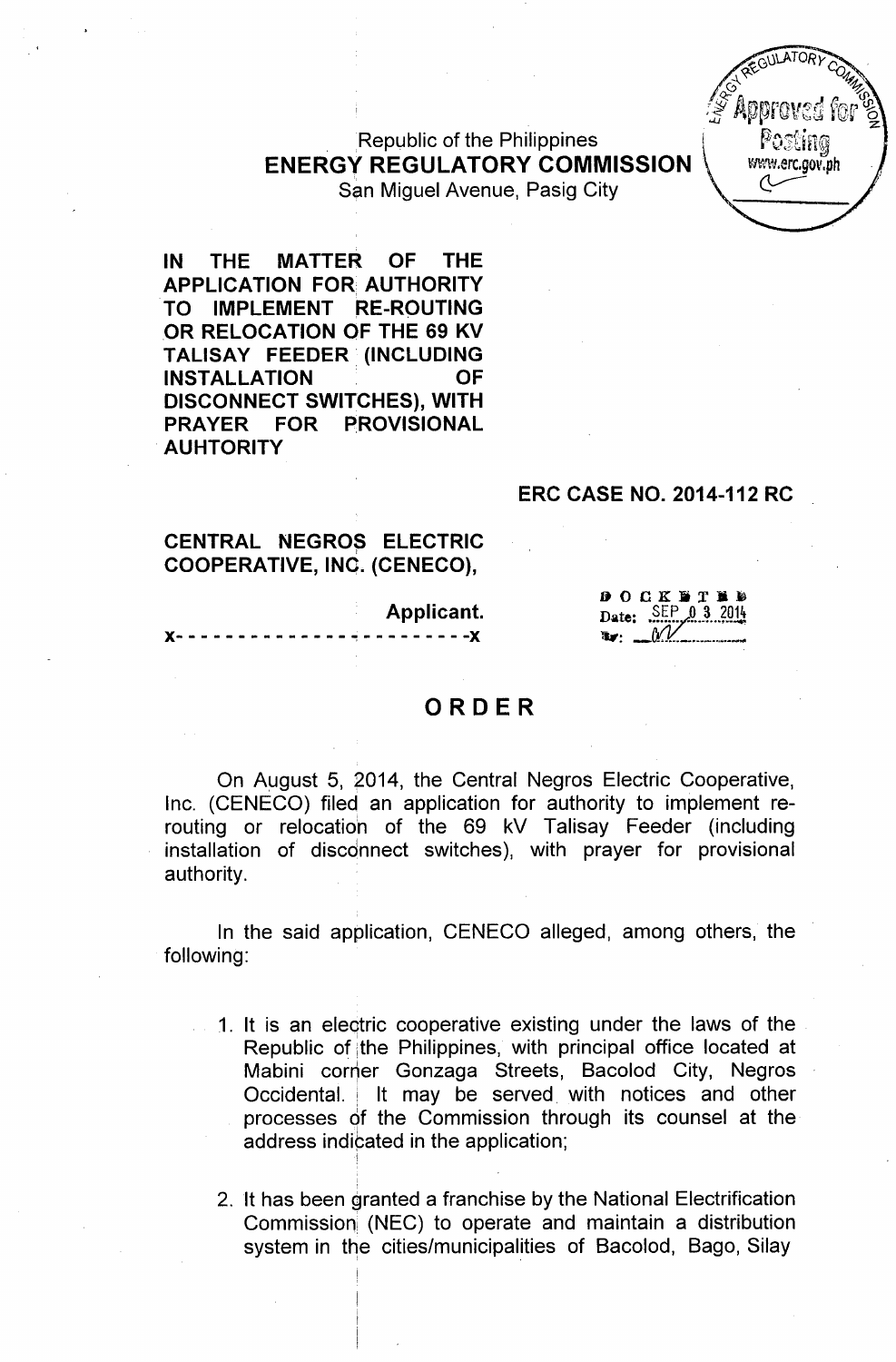Republic of the Philippines
**ENERGY REGULATORY COMMISSION**
San Miguel Avenue, Pasig City

**IN THE MATTER OF THE APPLICATION FOR AUTHORITY TO IMPLEMENT RE-ROUTING OR RELOCATION OF THE 69 KV TALISAY FEEDER (INCLUDING INSTALLATION OF DISCONNECT SWITCHES), WITH PRAYER FOR PROVISIONAL AUHTORITY**

**ERC CASE NO. 2014-112 RC**

**CENTRAL NEGROS ELECTRIC COOPERATIVE, INC. (CENECO),**

**Applicant.**

x- - - - - - - - - - - - - - - - - - - - - - -x

DOCKETED
Date: SEP 03 2014
By: ___

# ORDER

On August 5, 2014, the Central Negros Electric Cooperative, Inc. (CENECO) filed an application for authority to implement re-routing or relocation of the 69 kV Talisay Feeder (including installation of disconnect switches), with prayer for provisional authority.

In the said application, CENECO alleged, among others, the following:

1. It is an electric cooperative existing under the laws of the Republic of the Philippines, with principal office located at Mabini corner Gonzaga Streets, Bacolod City, Negros Occidental. It may be served with notices and other processes of the Commission through its counsel at the address indicated in the application;

2. It has been granted a franchise by the National Electrification Commission (NEC) to operate and maintain a distribution system in the cities/municipalities of Bacolod, Bago, Silay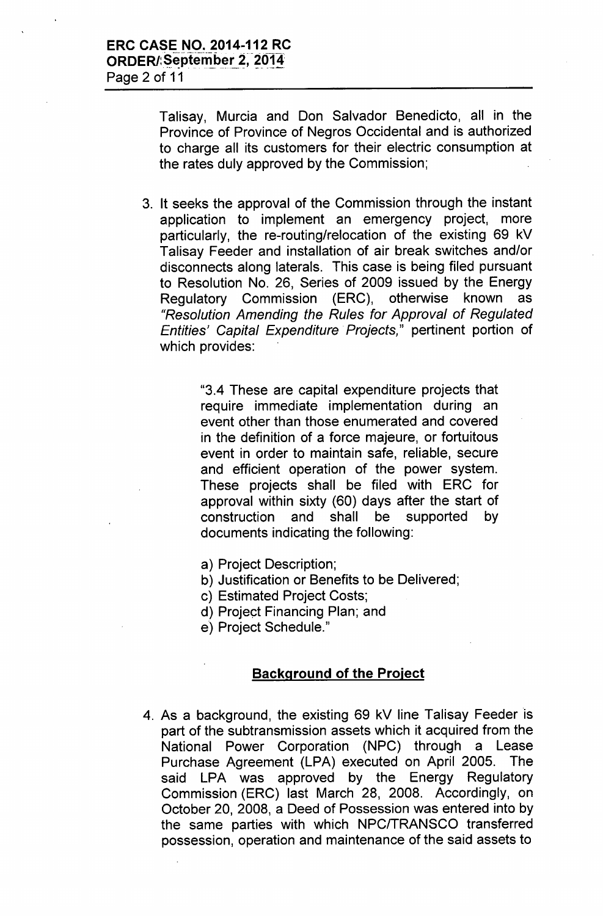Talisay, Murcia and Don Salvador Benedicto, all in the Province of Province of Negros Occidental and is authorized to charge all its customers for their electric consumption at the rates duly approved by the Commission;

3. It seeks the approval of the Commission through the instant application to implement an emergency project, more particularly, the re-routing/relocation of the existing 69 kV Talisay Feeder and installation of air break switches and/or disconnects along laterals. This case is being filed pursuant to Resolution No. 26, Series of 2009 issued by the Energy Regulatory Commission (ERC), otherwise known as *"Resolution Amending the Rules for Approval of Regulated Entities' Capital Expenditure Projects,"* pertinent portion of which provides:

   > "3.4 These are capital expenditure projects that require immediate implementation during an event other than those enumerated and covered in the definition of a force majeure, or fortuitous event in order to maintain safe, reliable, secure and efficient operation of the power system. These projects shall be filed with ERC for approval within sixty (60) days after the start of construction and shall be supported by documents indicating the following:
   >
   > a) Project Description;
   > b) Justification or Benefits to be Delivered;
   > c) Estimated Project Costs;
   > d) Project Financing Plan; and
   > e) Project Schedule."

## Background of the Project

4. As a background, the existing 69 kV line Talisay Feeder is part of the subtransmission assets which it acquired from the National Power Corporation (NPC) through a Lease Purchase Agreement (LPA) executed on April 2005. The said LPA was approved by the Energy Regulatory Commission (ERC) last March 28, 2008. Accordingly, on October 20, 2008, a Deed of Possession was entered into by the same parties with which NPC/TRANSCO transferred possession, operation and maintenance of the said assets to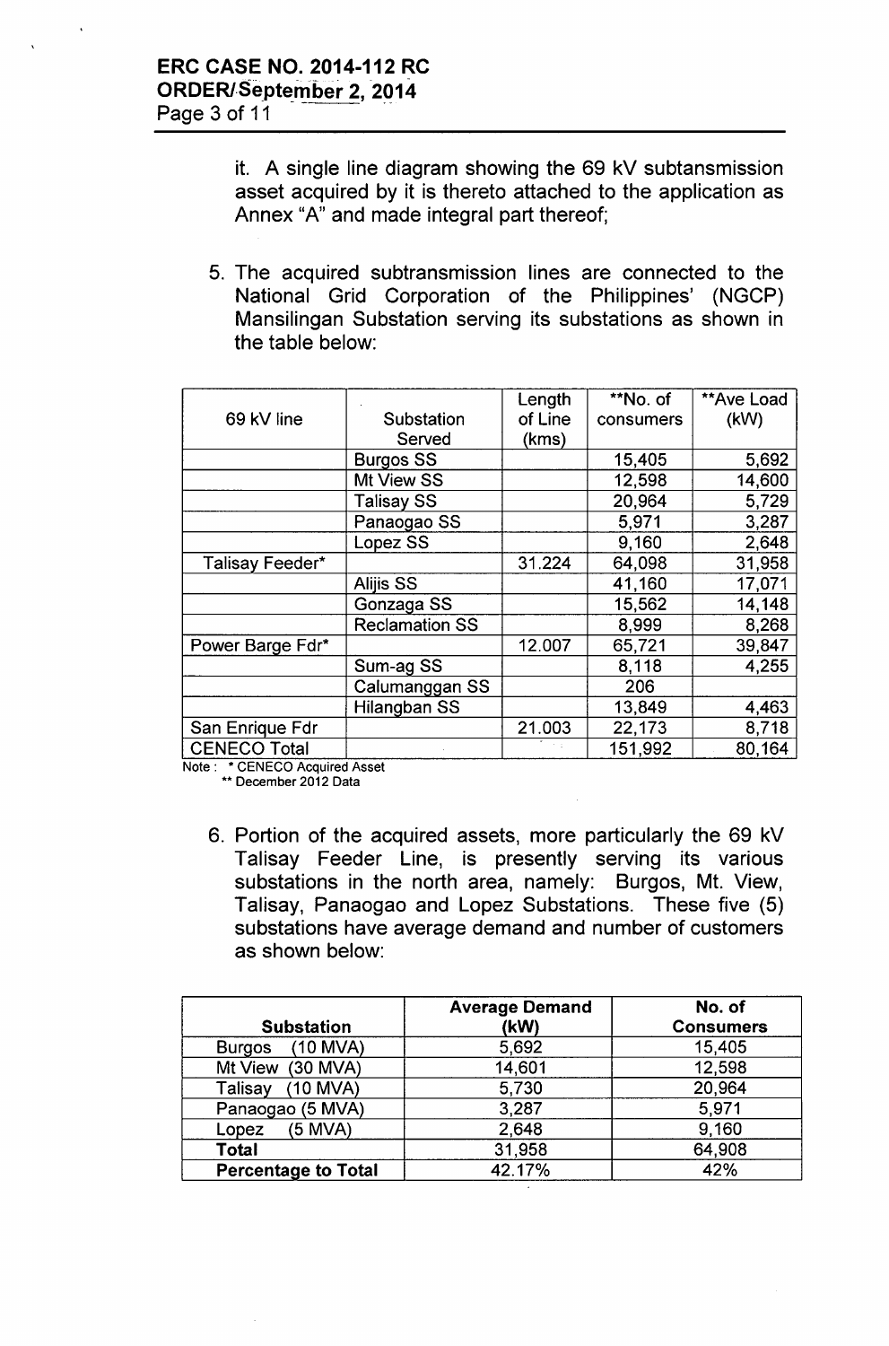it. A single line diagram showing the 69 kV subtansmission asset acquired by it is thereto attached to the application as Annex "A" and made integral part thereof;

5. The acquired subtransmission lines are connected to the National Grid Corporation of the Philippines' (NGCP) Mansilingan Substation serving its substations as shown in the table below:

| 69 kV line | Substation Served | Length of Line (kms) | **No. of consumers | **Ave Load (kW) |
|---|---|---|---|---|
| | Burgos SS | | 15,405 | 5,692 |
| | Mt View SS | | 12,598 | 14,600 |
| | Talisay SS | | 20,964 | 5,729 |
| | Panaogao SS | | 5,971 | 3,287 |
| | Lopez SS | | 9,160 | 2,648 |
| Talisay Feeder* | | 31.224 | 64,098 | 31,958 |
| | Alijis SS | | 41,160 | 17,071 |
| | Gonzaga SS | | 15,562 | 14,148 |
| | Reclamation SS | | 8,999 | 8,268 |
| Power Barge Fdr* | | 12.007 | 65,721 | 39,847 |
| | Sum-ag SS | | 8,118 | 4,255 |
| | Calumanggan SS | | 206 | |
| | Hilangban SS | | 13,849 | 4,463 |
| San Enrique Fdr | | 21.003 | 22,173 | 8,718 |
| CENECO Total | | | 151,992 | 80,164 |

Note : * CENECO Acquired Asset
** December 2012 Data

6. Portion of the acquired assets, more particularly the 69 kV Talisay Feeder Line, is presently serving its various substations in the north area, namely: Burgos, Mt. View, Talisay, Panaogao and Lopez Substations. These five (5) substations have average demand and number of customers as shown below:

| Substation | Average Demand (kW) | No. of Consumers |
|---|---|---|
| Burgos (10 MVA) | 5,692 | 15,405 |
| Mt View (30 MVA) | 14,601 | 12,598 |
| Talisay (10 MVA) | 5,730 | 20,964 |
| Panaogao (5 MVA) | 3,287 | 5,971 |
| Lopez (5 MVA) | 2,648 | 9,160 |
| **Total** | 31,958 | 64,908 |
| **Percentage to Total** | 42.17% | 42% |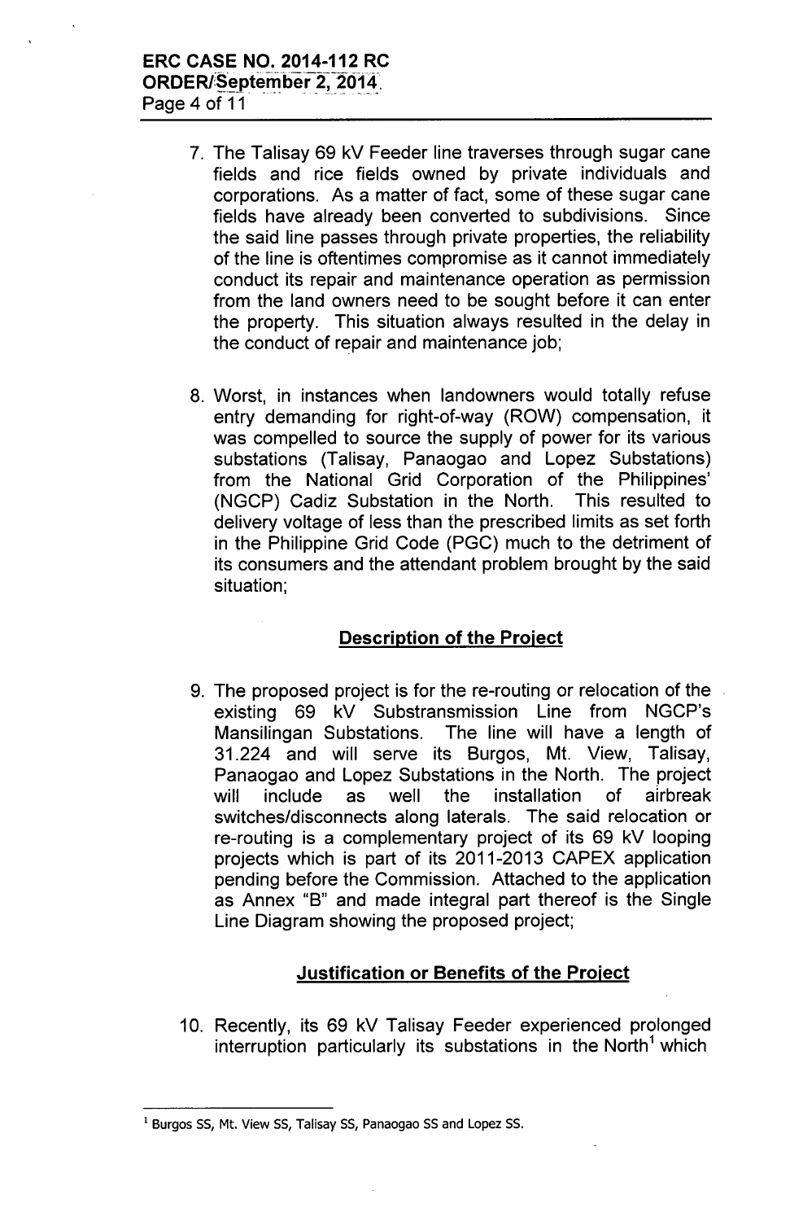7. The Talisay 69 kV Feeder line traverses through sugar cane fields and rice fields owned by private individuals and corporations. As a matter of fact, some of these sugar cane fields have already been converted to subdivisions. Since the said line passes through private properties, the reliability of the line is oftentimes compromise as it cannot immediately conduct its repair and maintenance operation as permission from the land owners need to be sought before it can enter the property. This situation always resulted in the delay in the conduct of repair and maintenance job;

8. Worst, in instances when landowners would totally refuse entry demanding for right-of-way (ROW) compensation, it was compelled to source the supply of power for its various substations (Talisay, Panaogao and Lopez Substations) from the National Grid Corporation of the Philippines' (NGCP) Cadiz Substation in the North. This resulted to delivery voltage of less than the prescribed limits as set forth in the Philippine Grid Code (PGC) much to the detriment of its consumers and the attendant problem brought by the said situation;

## Description of the Project

9. The proposed project is for the re-routing or relocation of the existing 69 kV Substransmission Line from NGCP's Mansilingan Substations. The line will have a length of 31.224 and will serve its Burgos, Mt. View, Talisay, Panaogao and Lopez Substations in the North. The project will include as well the installation of airbreak switches/disconnects along laterals. The said relocation or re-routing is a complementary project of its 69 kV looping projects which is part of its 2011-2013 CAPEX application pending before the Commission. Attached to the application as Annex "B" and made integral part thereof is the Single Line Diagram showing the proposed project;

## Justification or Benefits of the Project

10. Recently, its 69 kV Talisay Feeder experienced prolonged interruption particularly its substations in the North[1] which

---

[1] Burgos SS, Mt. View SS, Talisay SS, Panaogao SS and Lopez SS.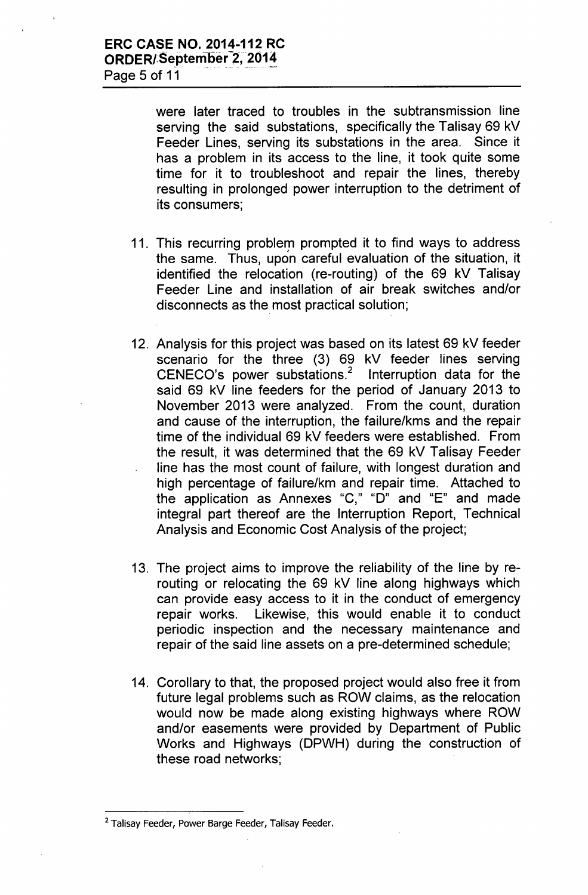were later traced to troubles in the subtransmission line serving the said substations, specifically the Talisay 69 kV Feeder Lines, serving its substations in the area. Since it has a problem in its access to the line, it took quite some time for it to troubleshoot and repair the lines, thereby resulting in prolonged power interruption to the detriment of its consumers;

11. This recurring problem prompted it to find ways to address the same. Thus, upon careful evaluation of the situation, it identified the relocation (re-routing) of the 69 kV Talisay Feeder Line and installation of air break switches and/or disconnects as the most practical solution;

12. Analysis for this project was based on its latest 69 kV feeder scenario for the three (3) 69 kV feeder lines serving CENECO's power substations.[2] Interruption data for the said 69 kV line feeders for the period of January 2013 to November 2013 were analyzed. From the count, duration and cause of the interruption, the failure/kms and the repair time of the individual 69 kV feeders were established. From the result, it was determined that the 69 kV Talisay Feeder line has the most count of failure, with longest duration and high percentage of failure/km and repair time. Attached to the application as Annexes "C," "D" and "E" and made integral part thereof are the Interruption Report, Technical Analysis and Economic Cost Analysis of the project;

13. The project aims to improve the reliability of the line by re-routing or relocating the 69 kV line along highways which can provide easy access to it in the conduct of emergency repair works. Likewise, this would enable it to conduct periodic inspection and the necessary maintenance and repair of the said line assets on a pre-determined schedule;

14. Corollary to that, the proposed project would also free it from future legal problems such as ROW claims, as the relocation would now be made along existing highways where ROW and/or easements were provided by Department of Public Works and Highways (DPWH) during the construction of these road networks;

---

[2] Talisay Feeder, Power Barge Feeder, Talisay Feeder.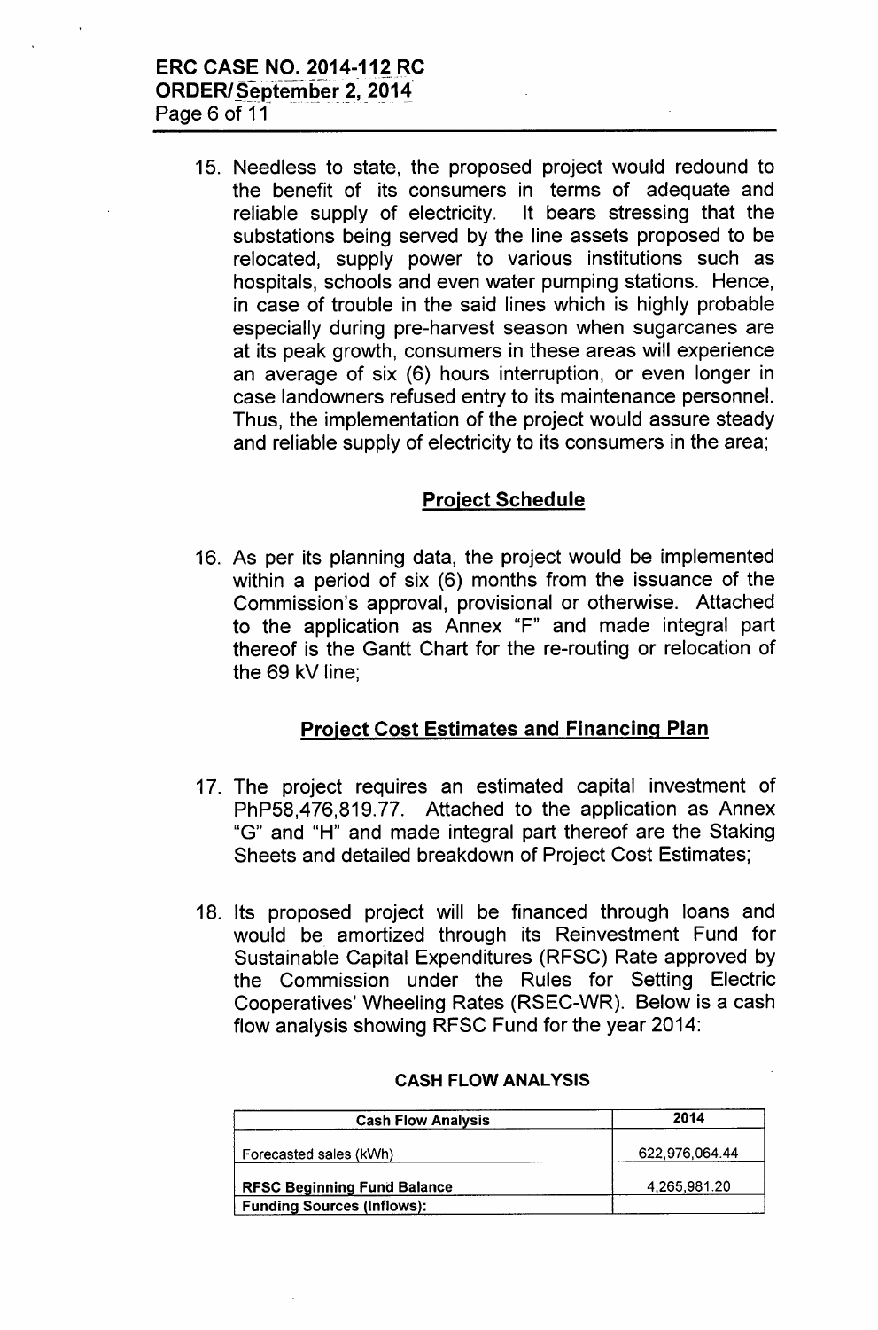15. Needless to state, the proposed project would redound to the benefit of its consumers in terms of adequate and reliable supply of electricity. It bears stressing that the substations being served by the line assets proposed to be relocated, supply power to various institutions such as hospitals, schools and even water pumping stations. Hence, in case of trouble in the said lines which is highly probable especially during pre-harvest season when sugarcanes are at its peak growth, consumers in these areas will experience an average of six (6) hours interruption, or even longer in case landowners refused entry to its maintenance personnel. Thus, the implementation of the project would assure steady and reliable supply of electricity to its consumers in the area;

## Project Schedule

16. As per its planning data, the project would be implemented within a period of six (6) months from the issuance of the Commission's approval, provisional or otherwise. Attached to the application as Annex "F" and made integral part thereof is the Gantt Chart for the re-routing or relocation of the 69 kV line;

## Project Cost Estimates and Financing Plan

17. The project requires an estimated capital investment of PhP58,476,819.77. Attached to the application as Annex "G" and "H" and made integral part thereof are the Staking Sheets and detailed breakdown of Project Cost Estimates;

18. Its proposed project will be financed through loans and would be amortized through its Reinvestment Fund for Sustainable Capital Expenditures (RFSC) Rate approved by the Commission under the Rules for Setting Electric Cooperatives' Wheeling Rates (RSEC-WR). Below is a cash flow analysis showing RFSC Fund for the year 2014:

**CASH FLOW ANALYSIS**

| Cash Flow Analysis | 2014 |
|---|---|
| Forecasted sales (kWh) | 622,976,064.44 |
| **RFSC Beginning Fund Balance** | 4,265,981.20 |
| **Funding Sources (Inflows):** | |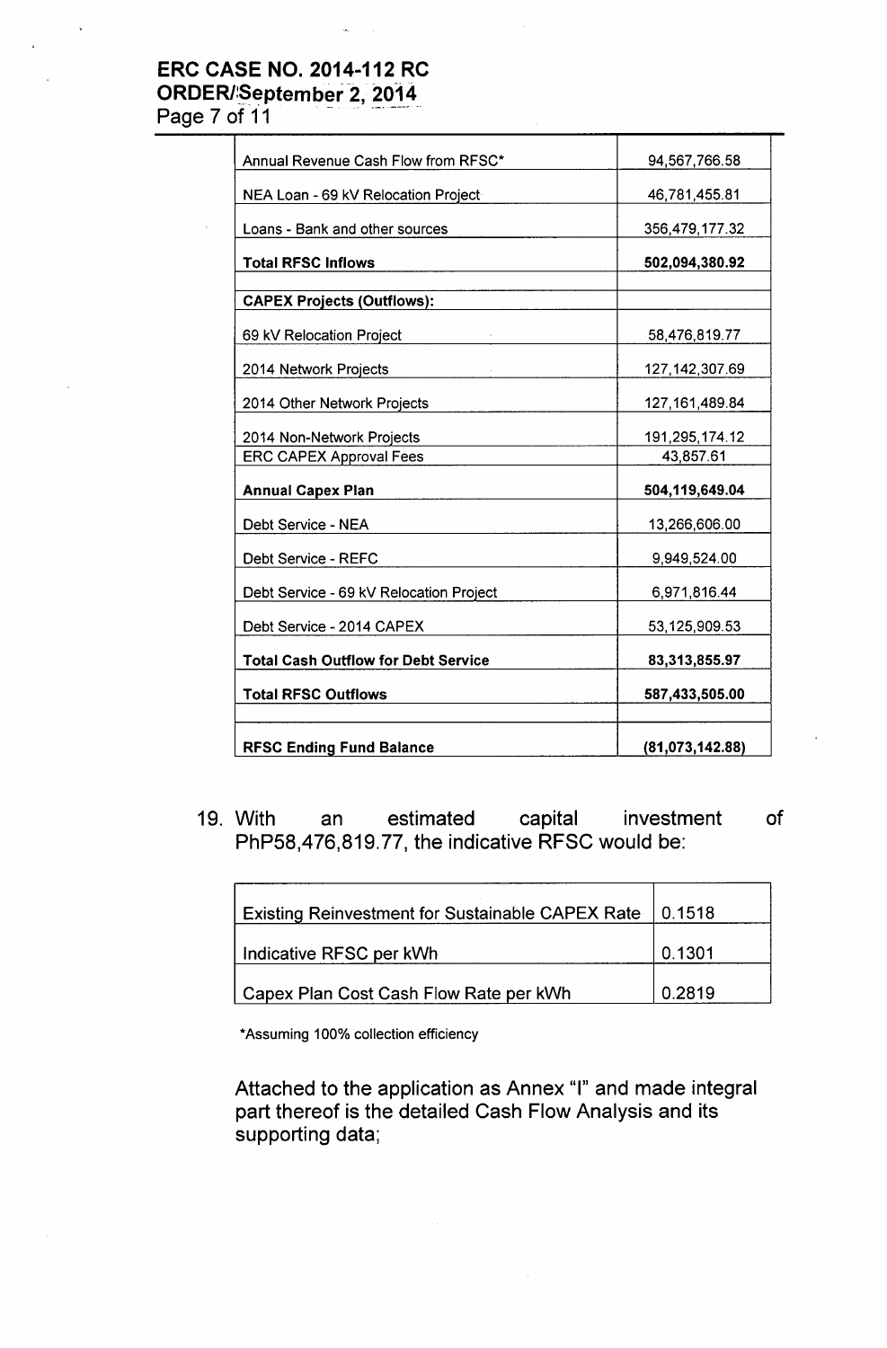| Annual Revenue Cash Flow from RFSC* | 94,567,766.58 |
|---|---|
| NEA Loan - 69 kV Relocation Project | 46,781,455.81 |
| Loans - Bank and other sources | 356,479,177.32 |
| **Total RFSC Inflows** | **502,094,380.92** |
| **CAPEX Projects (Outflows):** | |
| 69 kV Relocation Project | 58,476,819.77 |
| 2014 Network Projects | 127,142,307.69 |
| 2014 Other Network Projects | 127,161,489.84 |
| 2014 Non-Network Projects | 191,295,174.12 |
| ERC CAPEX Approval Fees | 43,857.61 |
| **Annual Capex Plan** | **504,119,649.04** |
| Debt Service - NEA | 13,266,606.00 |
| Debt Service - REFC | 9,949,524.00 |
| Debt Service - 69 kV Relocation Project | 6,971,816.44 |
| Debt Service - 2014 CAPEX | 53,125,909.53 |
| **Total Cash Outflow for Debt Service** | **83,313,855.97** |
| **Total RFSC Outflows** | **587,433,505.00** |
| | |
| **RFSC Ending Fund Balance** | **(81,073,142.88)** |

19. With an estimated capital investment of PhP58,476,819.77, the indicative RFSC would be:

| Existing Reinvestment for Sustainable CAPEX Rate | 0.1518 |
|---|---|
| Indicative RFSC per kWh | 0.1301 |
| Capex Plan Cost Cash Flow Rate per kWh | 0.2819 |

*Assuming 100% collection efficiency

Attached to the application as Annex "I" and made integral part thereof is the detailed Cash Flow Analysis and its supporting data;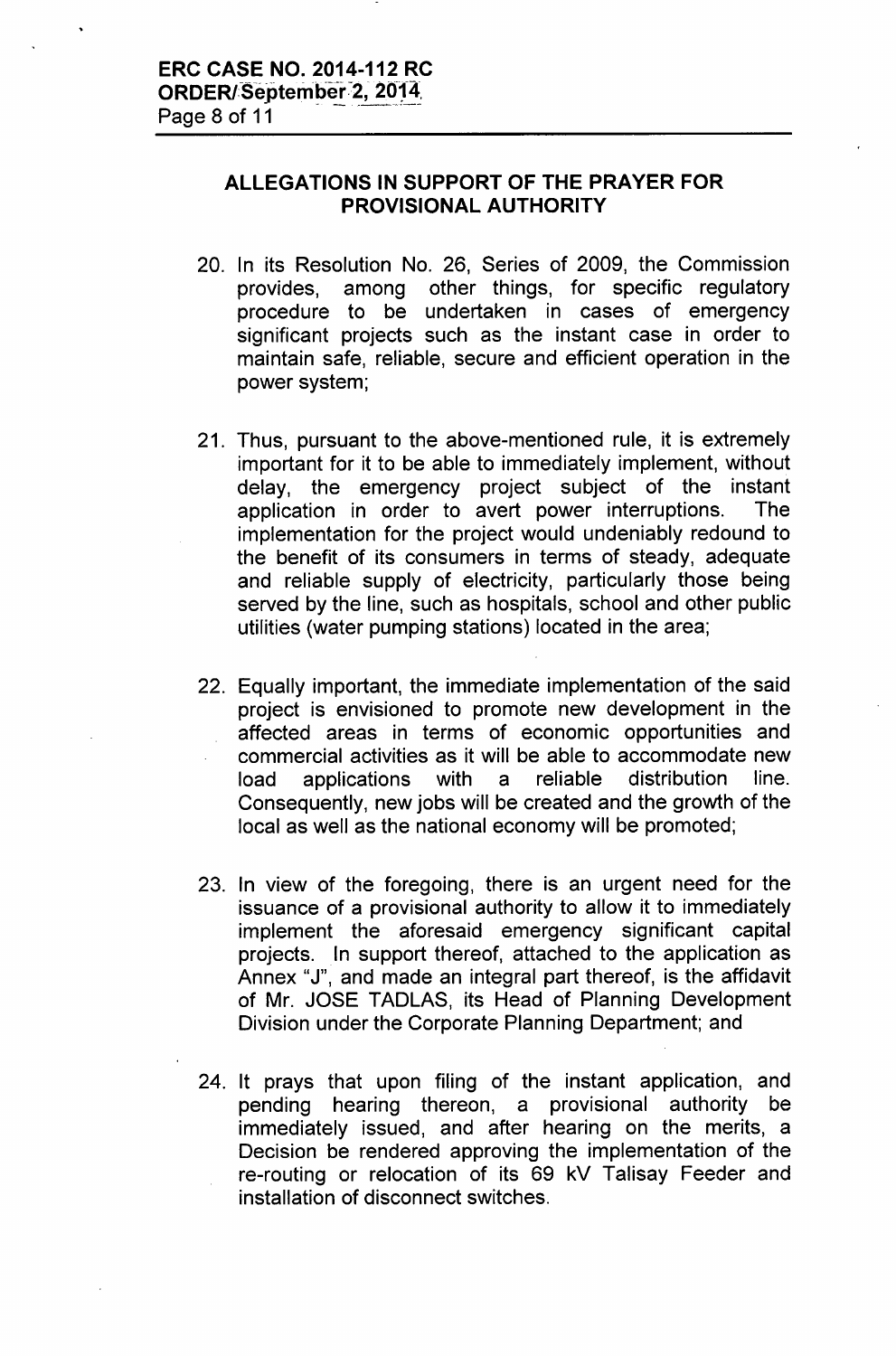## ALLEGATIONS IN SUPPORT OF THE PRAYER FOR PROVISIONAL AUTHORITY

20. In its Resolution No. 26, Series of 2009, the Commission provides, among other things, for specific regulatory procedure to be undertaken in cases of emergency significant projects such as the instant case in order to maintain safe, reliable, secure and efficient operation in the power system;

21. Thus, pursuant to the above-mentioned rule, it is extremely important for it to be able to immediately implement, without delay, the emergency project subject of the instant application in order to avert power interruptions. The implementation for the project would undeniably redound to the benefit of its consumers in terms of steady, adequate and reliable supply of electricity, particularly those being served by the line, such as hospitals, school and other public utilities (water pumping stations) located in the area;

22. Equally important, the immediate implementation of the said project is envisioned to promote new development in the affected areas in terms of economic opportunities and commercial activities as it will be able to accommodate new load applications with a reliable distribution line. Consequently, new jobs will be created and the growth of the local as well as the national economy will be promoted;

23. In view of the foregoing, there is an urgent need for the issuance of a provisional authority to allow it to immediately implement the aforesaid emergency significant capital projects. In support thereof, attached to the application as Annex "J", and made an integral part thereof, is the affidavit of Mr. JOSE TADLAS, its Head of Planning Development Division under the Corporate Planning Department; and

24. It prays that upon filing of the instant application, and pending hearing thereon, a provisional authority be immediately issued, and after hearing on the merits, a Decision be rendered approving the implementation of the re-routing or relocation of its 69 kV Talisay Feeder and installation of disconnect switches.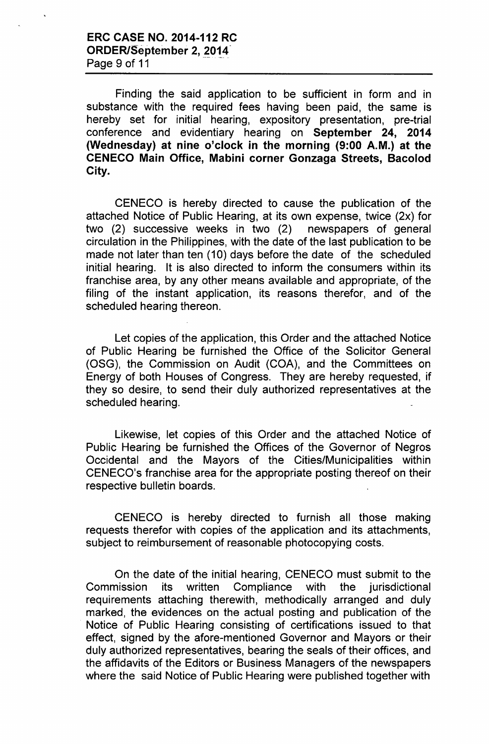Finding the said application to be sufficient in form and in substance with the required fees having been paid, the same is hereby set for initial hearing, expository presentation, pre-trial conference and evidentiary hearing on **September 24, 2014 (Wednesday) at nine o'clock in the morning (9:00 A.M.) at the CENECO Main Office, Mabini corner Gonzaga Streets, Bacolod City.**

CENECO is hereby directed to cause the publication of the attached Notice of Public Hearing, at its own expense, twice (2x) for two (2) successive weeks in two (2) newspapers of general circulation in the Philippines, with the date of the last publication to be made not later than ten (10) days before the date of the scheduled initial hearing. It is also directed to inform the consumers within its franchise area, by any other means available and appropriate, of the filing of the instant application, its reasons therefor, and of the scheduled hearing thereon.

Let copies of the application, this Order and the attached Notice of Public Hearing be furnished the Office of the Solicitor General (OSG), the Commission on Audit (COA), and the Committees on Energy of both Houses of Congress. They are hereby requested, if they so desire, to send their duly authorized representatives at the scheduled hearing.

Likewise, let copies of this Order and the attached Notice of Public Hearing be furnished the Offices of the Governor of Negros Occidental and the Mayors of the Cities/Municipalities within CENECO's franchise area for the appropriate posting thereof on their respective bulletin boards.

CENECO is hereby directed to furnish all those making requests therefor with copies of the application and its attachments, subject to reimbursement of reasonable photocopying costs.

On the date of the initial hearing, CENECO must submit to the Commission its written Compliance with the jurisdictional requirements attaching therewith, methodically arranged and duly marked, the evidences on the actual posting and publication of the Notice of Public Hearing consisting of certifications issued to that effect, signed by the afore-mentioned Governor and Mayors or their duly authorized representatives, bearing the seals of their offices, and the affidavits of the Editors or Business Managers of the newspapers where the said Notice of Public Hearing were published together with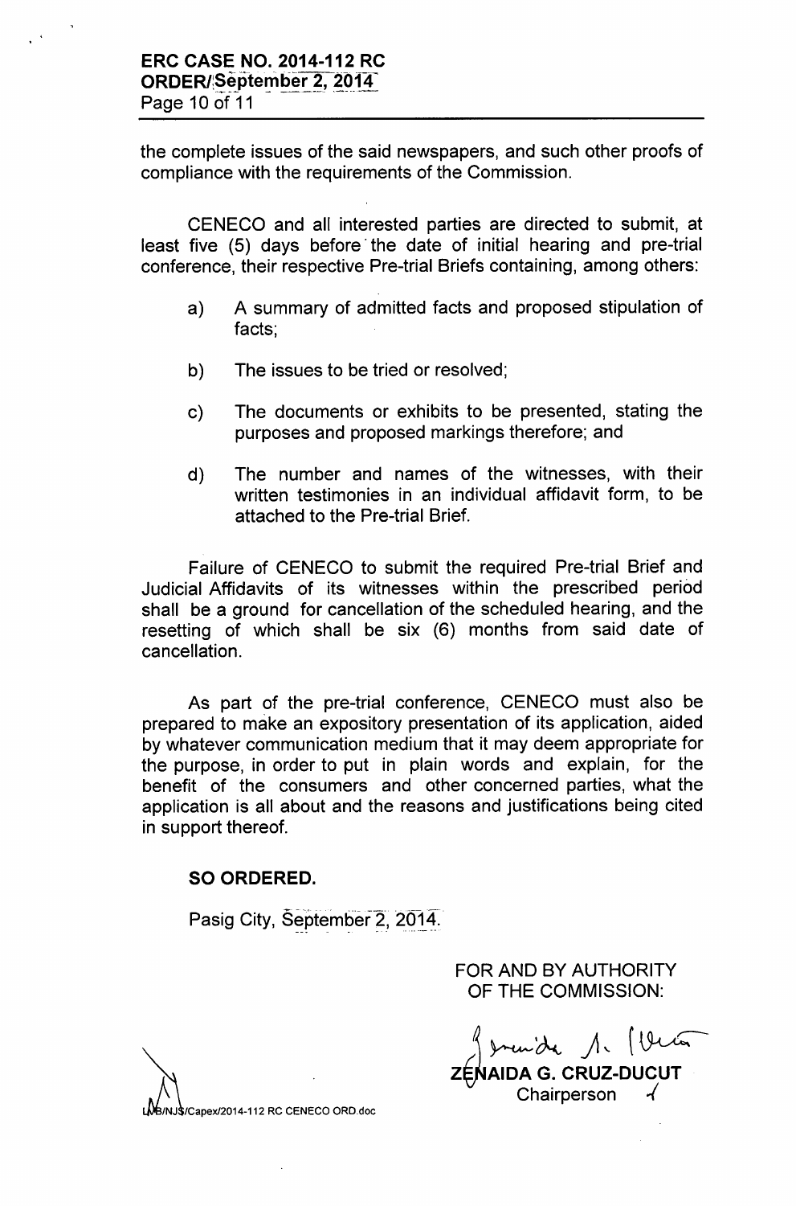the complete issues of the said newspapers, and such other proofs of compliance with the requirements of the Commission.

CENECO and all interested parties are directed to submit, at least five (5) days before the date of initial hearing and pre-trial conference, their respective Pre-trial Briefs containing, among others:

a) A summary of admitted facts and proposed stipulation of facts;

b) The issues to be tried or resolved;

c) The documents or exhibits to be presented, stating the purposes and proposed markings therefore; and

d) The number and names of the witnesses, with their written testimonies in an individual affidavit form, to be attached to the Pre-trial Brief.

Failure of CENECO to submit the required Pre-trial Brief and Judicial Affidavits of its witnesses within the prescribed period shall be a ground for cancellation of the scheduled hearing, and the resetting of which shall be six (6) months from said date of cancellation.

As part of the pre-trial conference, CENECO must also be prepared to make an expository presentation of its application, aided by whatever communication medium that it may deem appropriate for the purpose, in order to put in plain words and explain, for the benefit of the consumers and other concerned parties, what the application is all about and the reasons and justifications being cited in support thereof.

**SO ORDERED.**

Pasig City, September 2, 2014.

FOR AND BY AUTHORITY
OF THE COMMISSION:

**ZENAIDA G. CRUZ-DUCUT**
Chairperson

LVB/NJS/Capex/2014-112 RC CENECO ORD.doc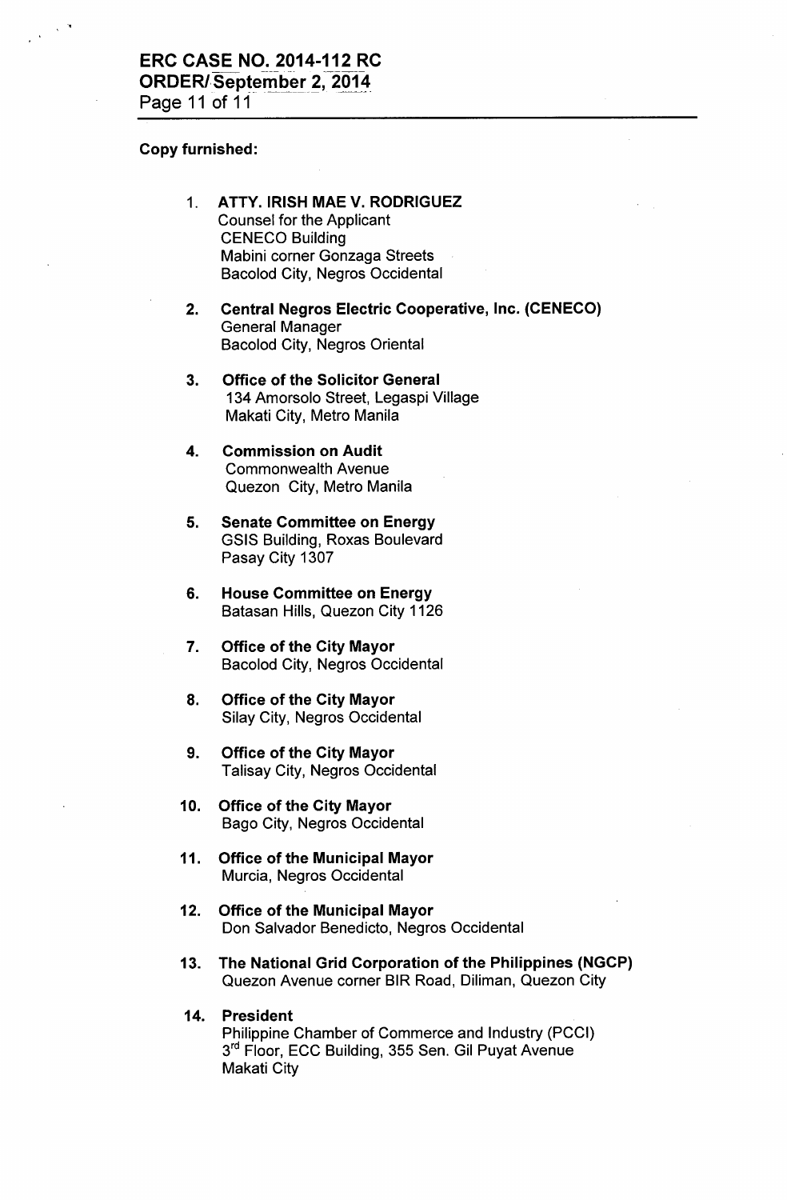**Copy furnished:**

1. **ATTY. IRISH MAE V. RODRIGUEZ**
   Counsel for the Applicant
   CENECO Building
   Mabini corner Gonzaga Streets
   Bacolod City, Negros Occidental

2. **Central Negros Electric Cooperative, Inc. (CENECO)**
   General Manager
   Bacolod City, Negros Oriental

3. **Office of the Solicitor General**
   134 Amorsolo Street, Legaspi Village
   Makati City, Metro Manila

4. **Commission on Audit**
   Commonwealth Avenue
   Quezon City, Metro Manila

5. **Senate Committee on Energy**
   GSIS Building, Roxas Boulevard
   Pasay City 1307

6. **House Committee on Energy**
   Batasan Hills, Quezon City 1126

7. **Office of the City Mayor**
   Bacolod City, Negros Occidental

8. **Office of the City Mayor**
   Silay City, Negros Occidental

9. **Office of the City Mayor**
   Talisay City, Negros Occidental

10. **Office of the City Mayor**
    Bago City, Negros Occidental

11. **Office of the Municipal Mayor**
    Murcia, Negros Occidental

12. **Office of the Municipal Mayor**
    Don Salvador Benedicto, Negros Occidental

13. **The National Grid Corporation of the Philippines (NGCP)**
    Quezon Avenue corner BIR Road, Diliman, Quezon City

14. **President**
    Philippine Chamber of Commerce and Industry (PCCI)
    3rd Floor, ECC Building, 355 Sen. Gil Puyat Avenue
    Makati City